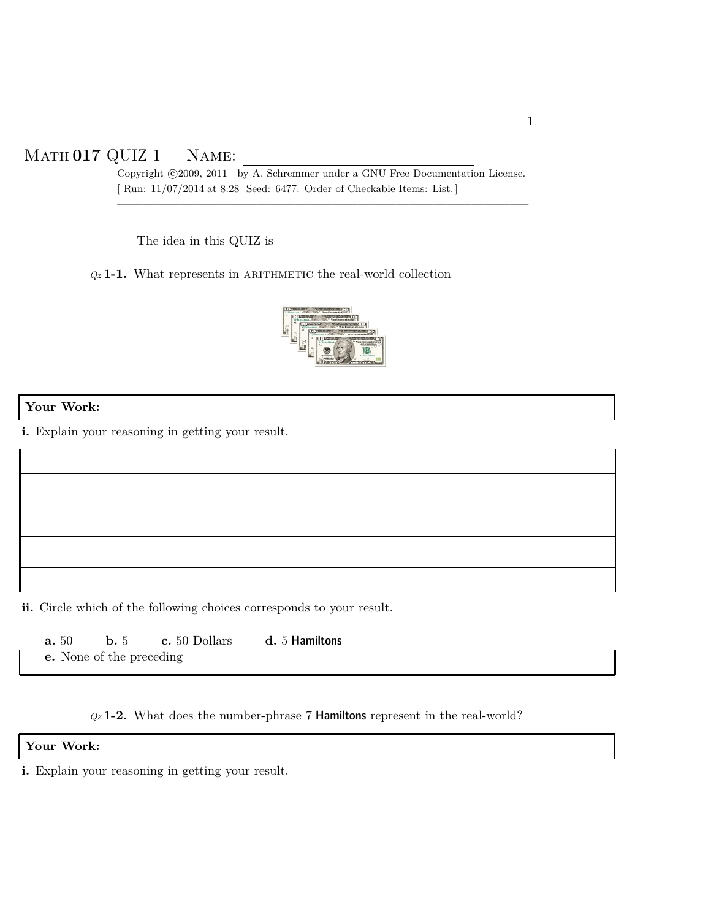# MATH **017** QUIZ 1 NAME: ______________________

Copyright ©2009, 2011 by A. Schremmer under a GNU Free Documentation License.
[ Run: 11/07/2014 at 8:28 Seed: 6477. Order of Checkable Items: List.]

---

The idea in this QUIZ is

*Qz* **1-1.** What represents in ARITHMETIC the real-world collection

**Your Work:**

**i.** Explain your reasoning in getting your result.

**ii.** Circle which of the following choices corresponds to your result.

**a.** 50 **b.** 5 **c.** 50 Dollars **d.** 5 **Hamiltons**
**e.** None of the preceding

*Qz* **1-2.** What does the number-phrase 7 **Hamiltons** represent in the real-world?

**Your Work:**

**i.** Explain your reasoning in getting your result.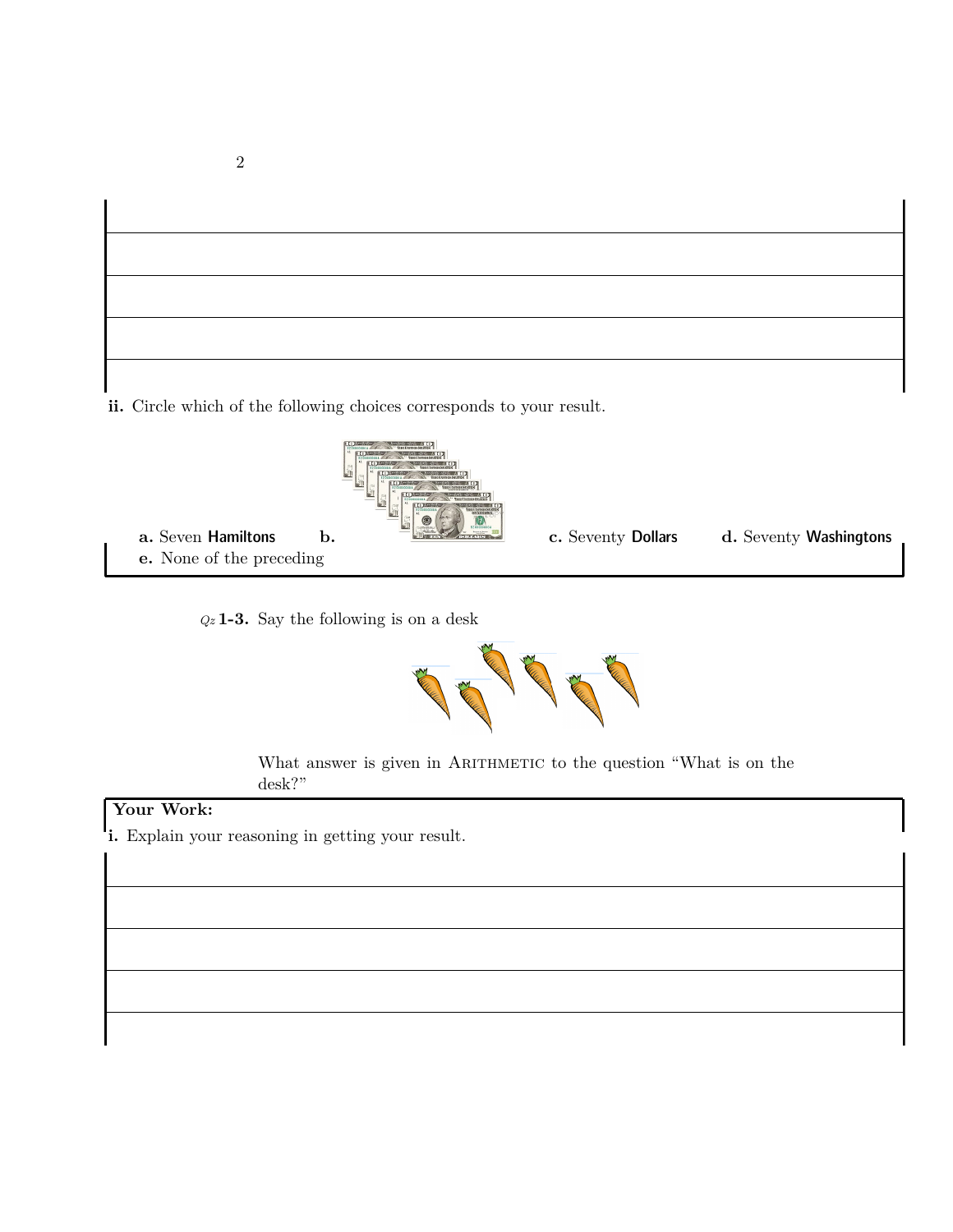**ii.** Circle which of the following choices corresponds to your result.

**a.** Seven **Hamiltons** **b.** **c.** Seventy **Dollars** **d.** Seventy **Washingtons**
**e.** None of the preceding

*Qz* **1-3.** Say the following is on a desk

What answer is given in ARITHMETIC to the question "What is on the desk?"

**Your Work:**

**i.** Explain your reasoning in getting your result.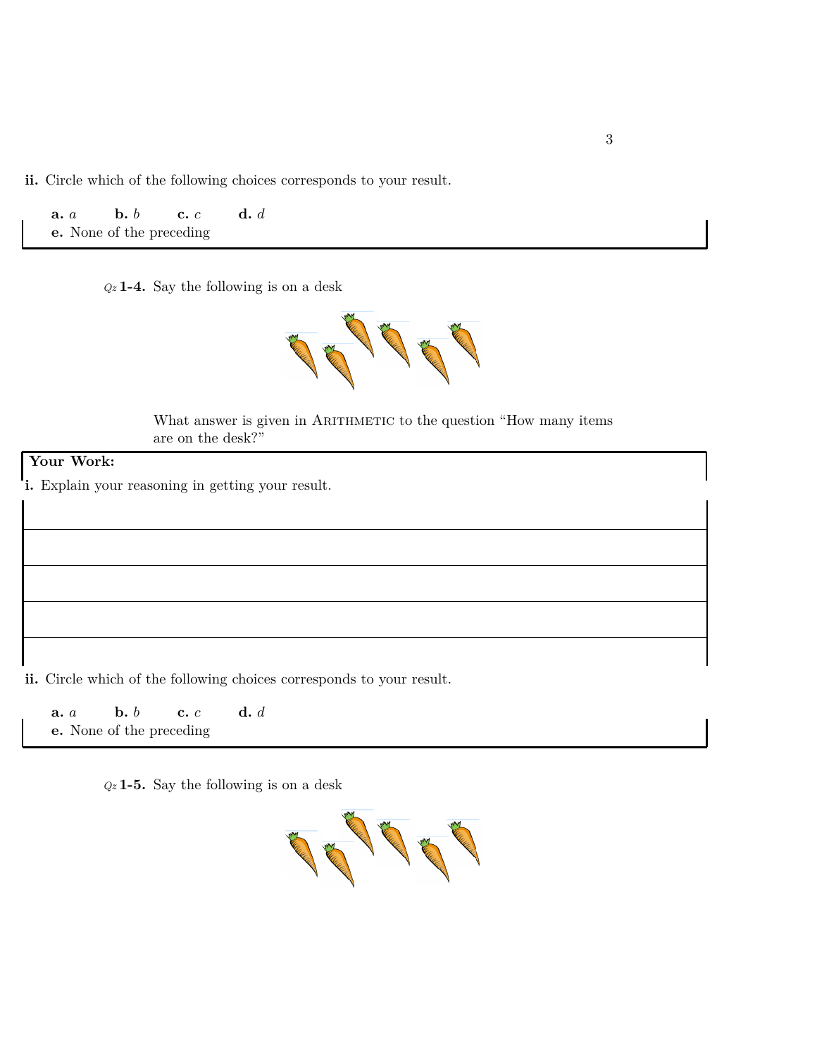**ii.** Circle which of the following choices corresponds to your result.

**a.** $a$ **b.** $b$ **c.** $c$ **d.** $d$

**e.** None of the preceding

*Qz* **1-4.** Say the following is on a desk

What answer is given in ARITHMETIC to the question "How many items are on the desk?"

**Your Work:**

**i.** Explain your reasoning in getting your result.

**ii.** Circle which of the following choices corresponds to your result.

**a.** $a$ **b.** $b$ **c.** $c$ **d.** $d$

**e.** None of the preceding

*Qz* **1-5.** Say the following is on a desk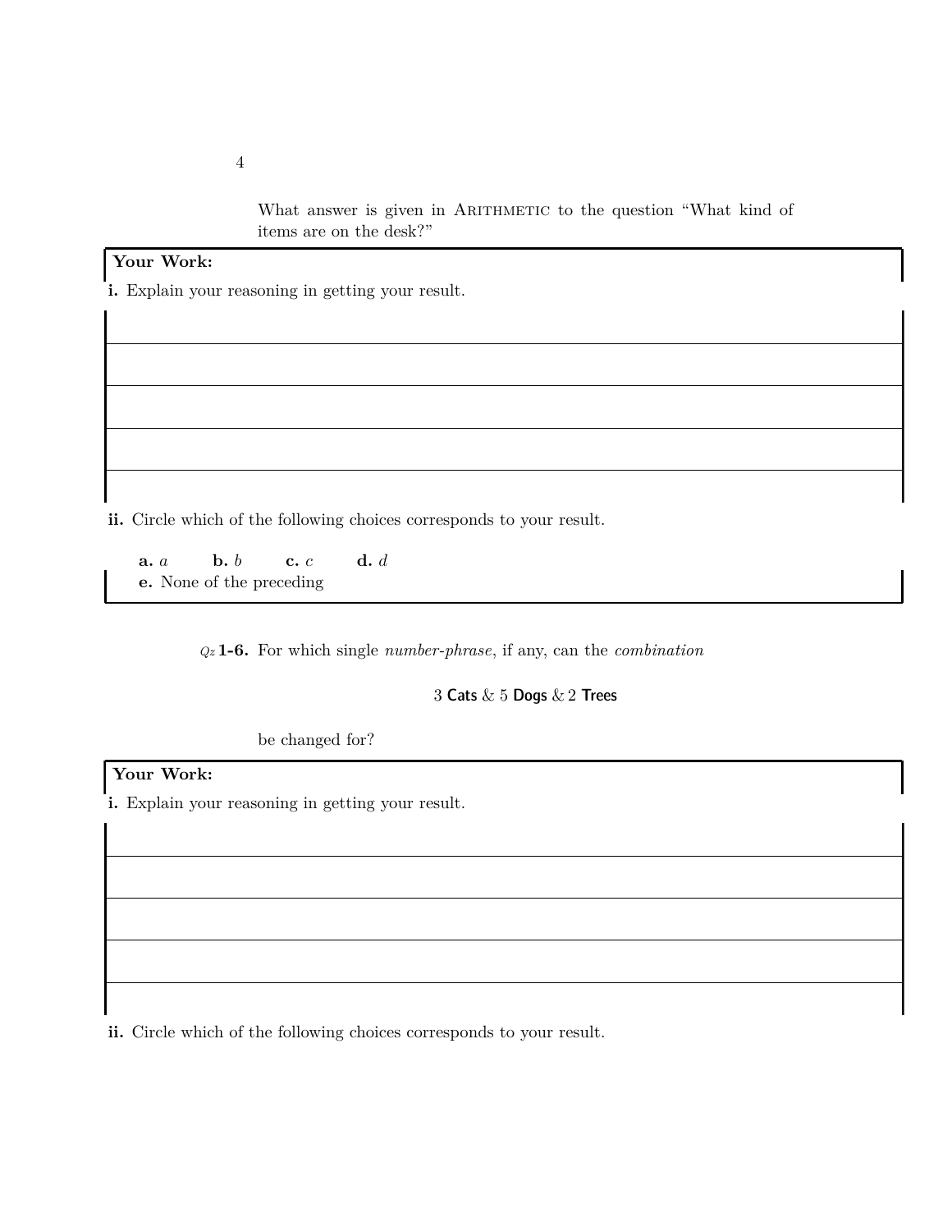What answer is given in ARITHMETIC to the question "What kind of items are on the desk?"

**Your Work:**

**i.** Explain your reasoning in getting your result.

**ii.** Circle which of the following choices corresponds to your result.

**a.** *a* **b.** *b* **c.** *c* **d.** *d*

**e.** None of the preceding

*Qz* **1-6.** For which single *number-phrase*, if any, can the *combination*

3 **Cats** & 5 **Dogs** & 2 **Trees**

be changed for?

**Your Work:**

**i.** Explain your reasoning in getting your result.

**ii.** Circle which of the following choices corresponds to your result.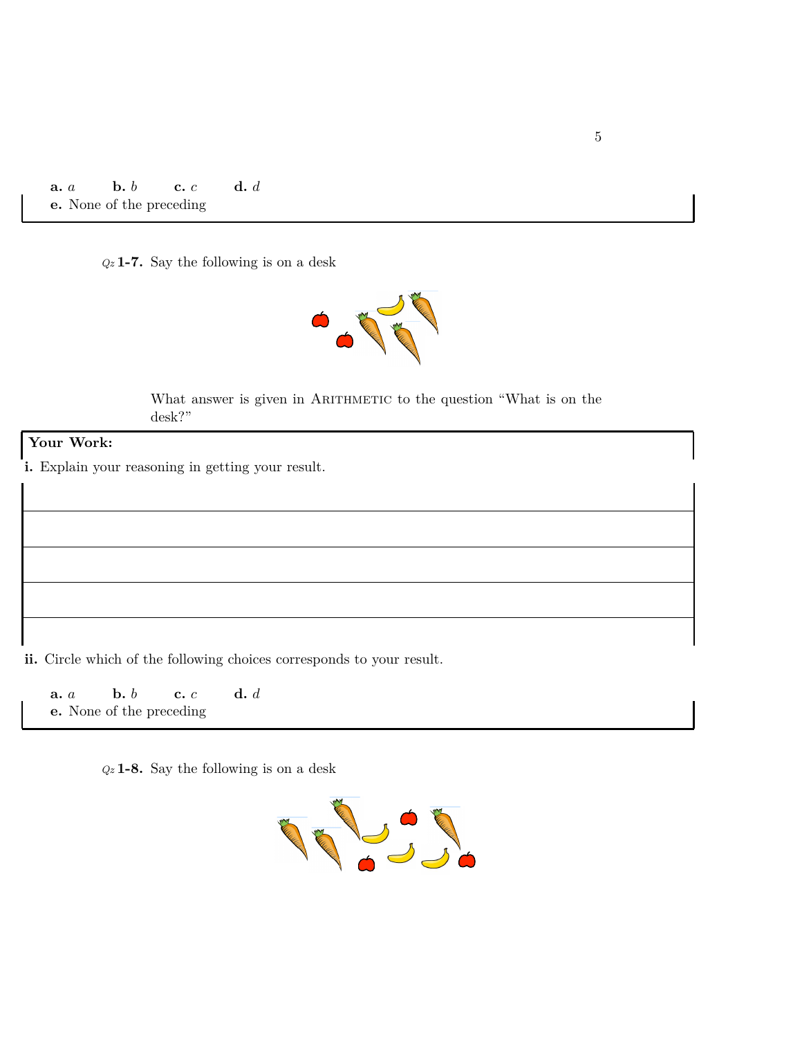**a.** $a$ **b.** $b$ **c.** $c$ **d.** $d$
**e.** None of the preceding

*Qz* **1-7.** Say the following is on a desk

What answer is given in ARITHMETIC to the question "What is on the desk?"

**Your Work:**

**i.** Explain your reasoning in getting your result.

**ii.** Circle which of the following choices corresponds to your result.

**a.** $a$ **b.** $b$ **c.** $c$ **d.** $d$
**e.** None of the preceding

*Qz* **1-8.** Say the following is on a desk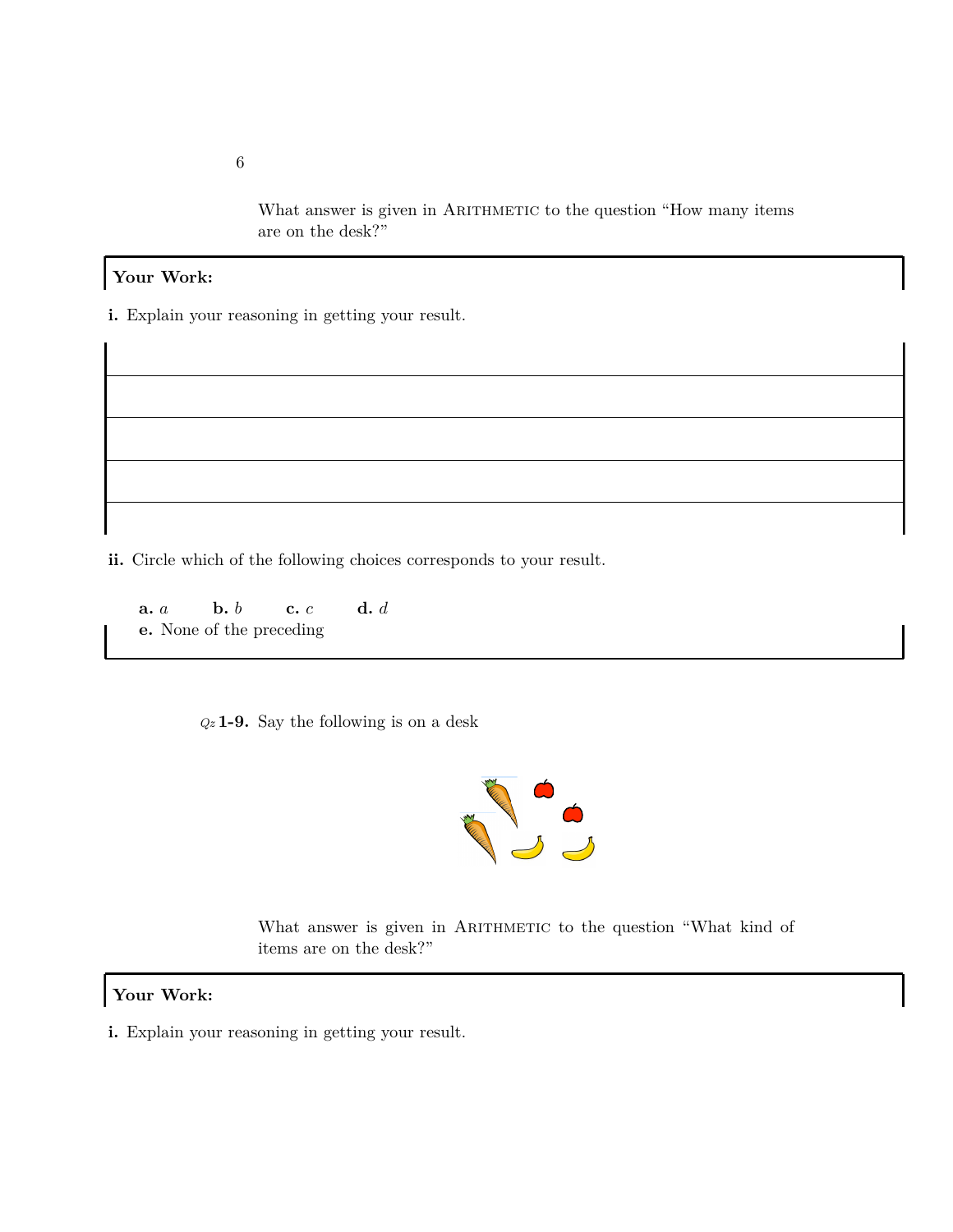What answer is given in ARITHMETIC to the question "How many items are on the desk?"

**Your Work:**

**i.** Explain your reasoning in getting your result.

**ii.** Circle which of the following choices corresponds to your result.

**a.** $a$ **b.** $b$ **c.** $c$ **d.** $d$
**e.** None of the preceding

*Qz* **1-9.** Say the following is on a desk

What answer is given in ARITHMETIC to the question "What kind of items are on the desk?"

**Your Work:**

**i.** Explain your reasoning in getting your result.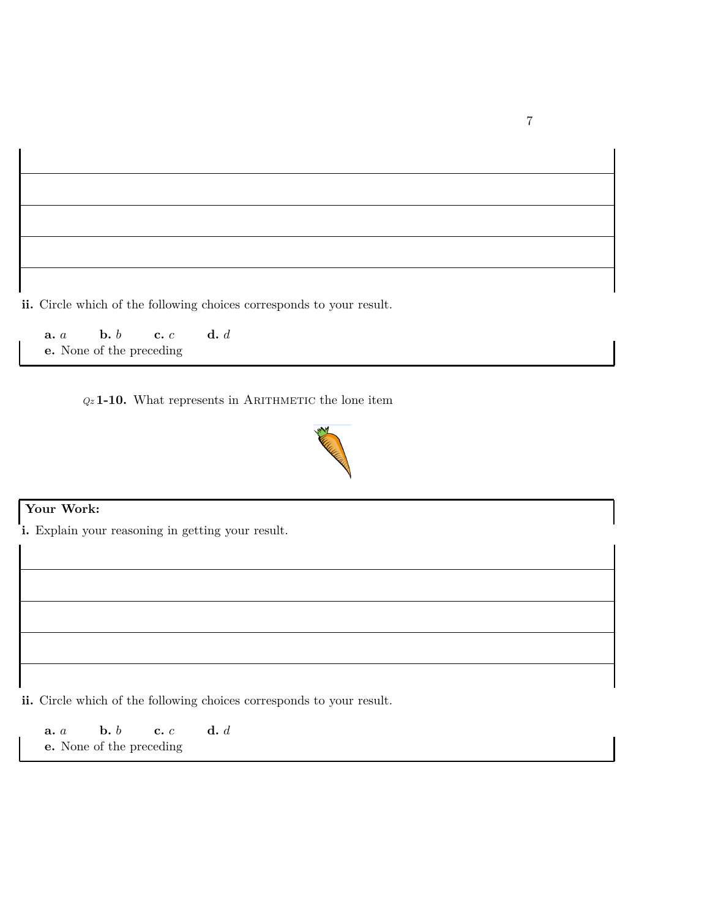ii. Circle which of the following choices corresponds to your result.

**a.** $a$ **b.** $b$ **c.** $c$ **d.** $d$

**e.** None of the preceding

*Qz* **1-10.** What represents in ARITHMETIC the lone item

**Your Work:**

**i.** Explain your reasoning in getting your result.

**ii.** Circle which of the following choices corresponds to your result.

**a.** $a$ **b.** $b$ **c.** $c$ **d.** $d$

**e.** None of the preceding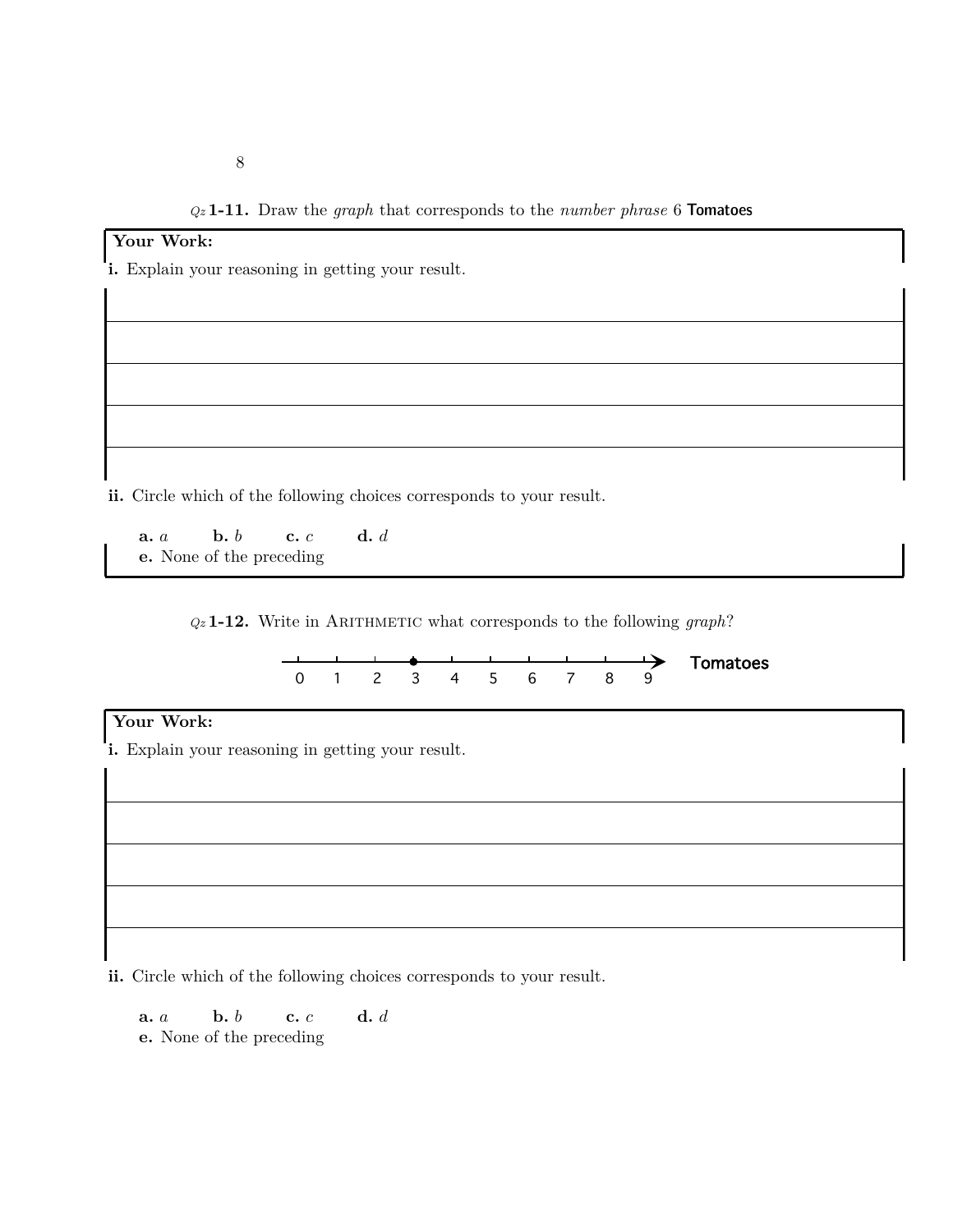*Qz* **1-11.** Draw the *graph* that corresponds to the *number phrase* 6 **Tomatoes**

**Your Work:**

**i.** Explain your reasoning in getting your result.

**ii.** Circle which of the following choices corresponds to your result.

**a.** $a$ **b.** $b$ **c.** $c$ **d.** $d$

**e.** None of the preceding

*Qz* **1-12.** Write in ARITHMETIC what corresponds to the following *graph*?

0 1 2 3 4 5 6 7 8 9 **Tomatoes**

**Your Work:**

**i.** Explain your reasoning in getting your result.

**ii.** Circle which of the following choices corresponds to your result.

**a.** $a$ **b.** $b$ **c.** $c$ **d.** $d$

**e.** None of the preceding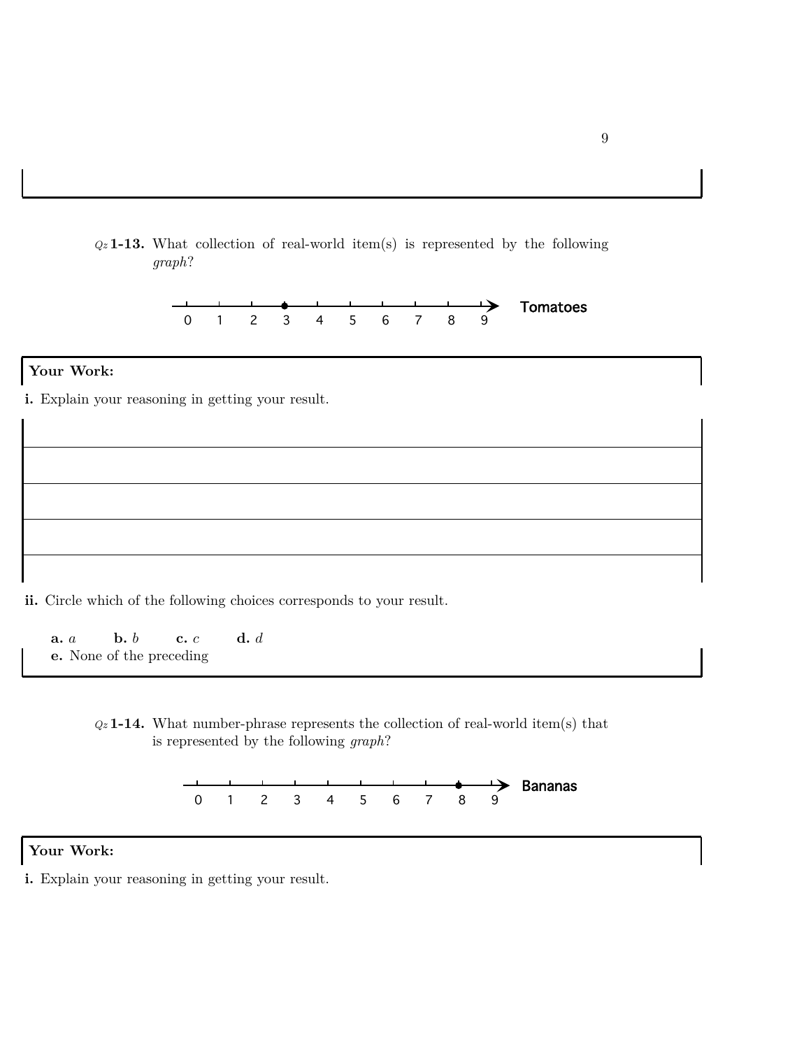*Qz* **1-13.** What collection of real-world item(s) is represented by the following *graph*?

0 1 2 3 4 5 6 7 8 9 Tomatoes

**Your Work:**

**i.** Explain your reasoning in getting your result.

**ii.** Circle which of the following choices corresponds to your result.

**a.** $a$ **b.** $b$ **c.** $c$ **d.** $d$

**e.** None of the preceding

*Qz* **1-14.** What number-phrase represents the collection of real-world item(s) that is represented by the following *graph*?

0 1 2 3 4 5 6 7 8 9 Bananas

**Your Work:**

**i.** Explain your reasoning in getting your result.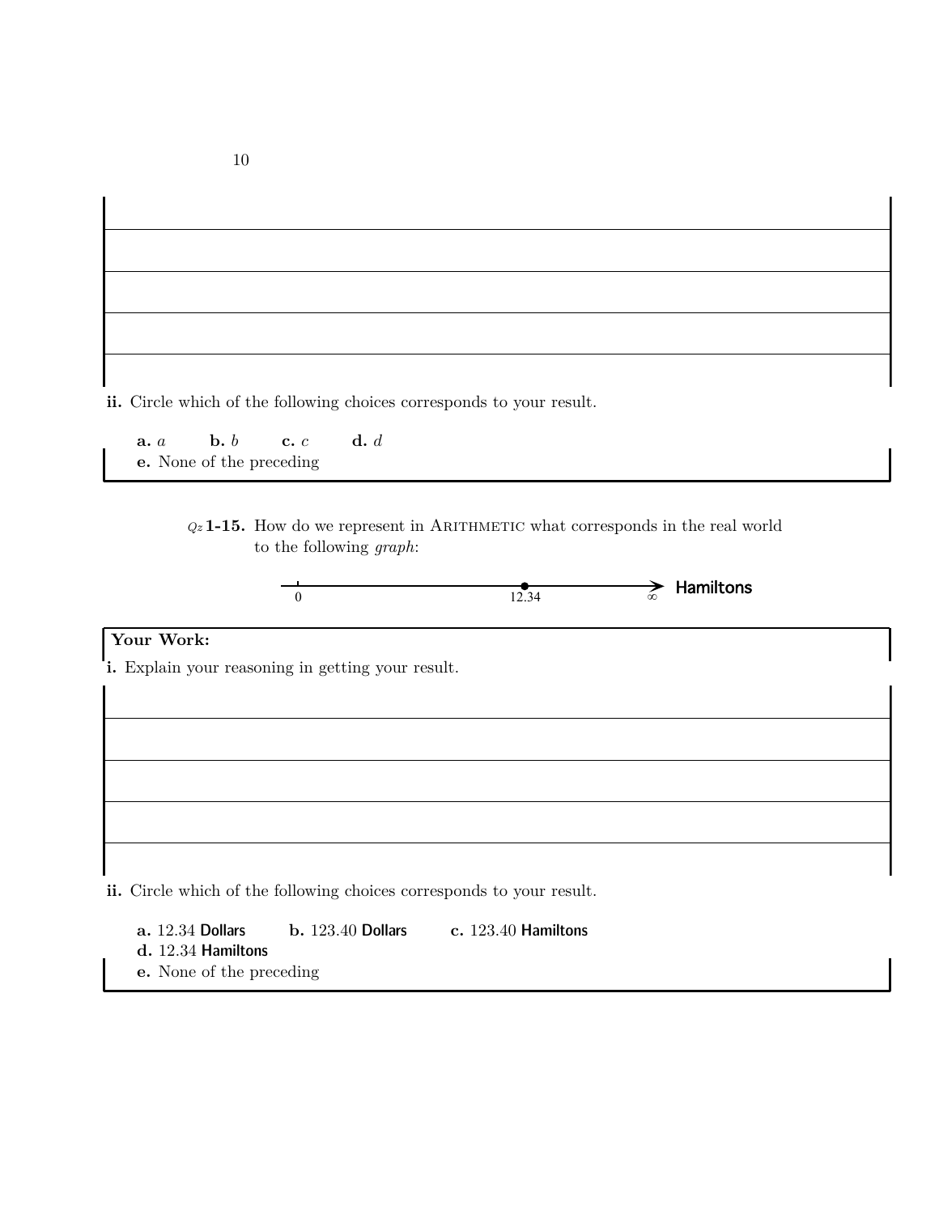**ii.** Circle which of the following choices corresponds to your result.

**a.** $a$ **b.** $b$ **c.** $c$ **d.** $d$
**e.** None of the preceding

*Qz* **1-15.** How do we represent in ARITHMETIC what corresponds in the real world to the following *graph*:

0
12.34
$\infty$
**Hamiltons**

**Your Work:**

**i.** Explain your reasoning in getting your result.

**ii.** Circle which of the following choices corresponds to your result.

**a.** 12.34 **Dollars** **b.** 123.40 **Dollars** **c.** 123.40 **Hamiltons**
**d.** 12.34 **Hamiltons**
**e.** None of the preceding